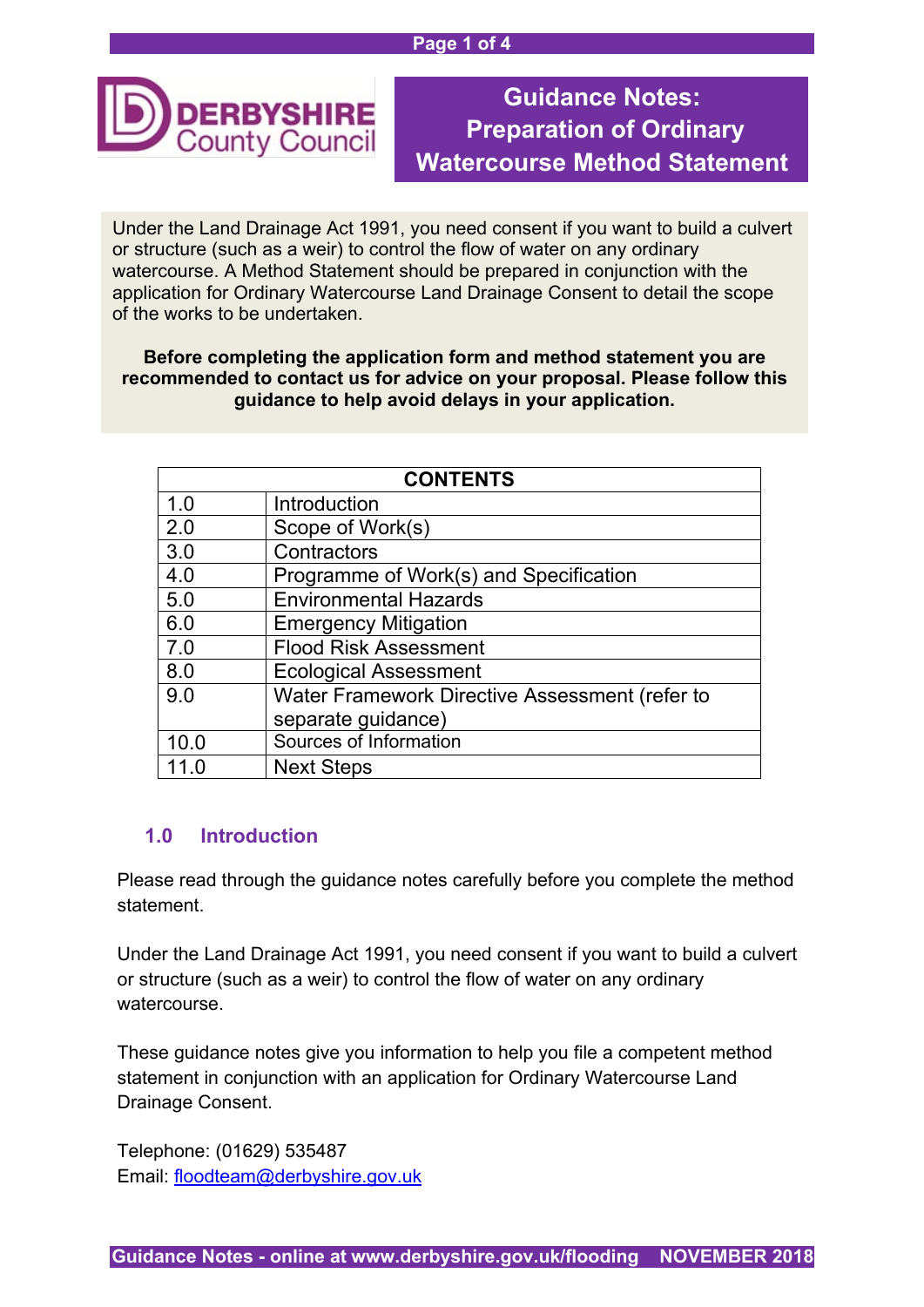DERBYSHIRE County Council

# Guidance Notes: Preparation of Ordinary Watercourse Method Statement

Under the Land Drainage Act 1991, you need consent if you want to build a culvert or structure (such as a weir) to control the flow of water on any ordinary watercourse. A Method Statement should be prepared in conjunction with the application for Ordinary Watercourse Land Drainage Consent to detail the scope of the works to be undertaken.

**Before completing the application form and method statement you are recommended to contact us for advice on your proposal. Please follow this guidance to help avoid delays in your application.**

| CONTENTS | |
|---|---|
| 1.0 | Introduction |
| 2.0 | Scope of Work(s) |
| 3.0 | Contractors |
| 4.0 | Programme of Work(s) and Specification |
| 5.0 | Environmental Hazards |
| 6.0 | Emergency Mitigation |
| 7.0 | Flood Risk Assessment |
| 8.0 | Ecological Assessment |
| 9.0 | Water Framework Directive Assessment (refer to separate guidance) |
| 10.0 | Sources of Information |
| 11.0 | Next Steps |

## 1.0 Introduction

Please read through the guidance notes carefully before you complete the method statement.

Under the Land Drainage Act 1991, you need consent if you want to build a culvert or structure (such as a weir) to control the flow of water on any ordinary watercourse.

These guidance notes give you information to help you file a competent method statement in conjunction with an application for Ordinary Watercourse Land Drainage Consent.

Telephone: (01629) 535487
Email: floodteam@derbyshire.gov.uk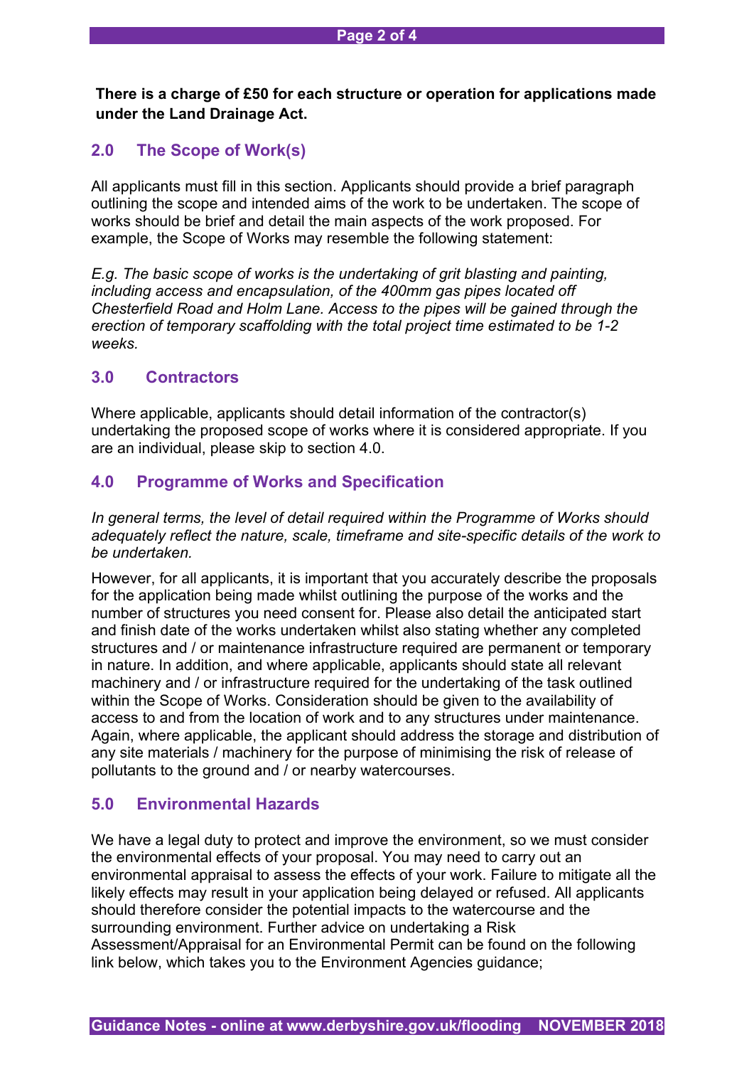**There is a charge of £50 for each structure or operation for applications made under the Land Drainage Act.**

## 2.0 The Scope of Work(s)

All applicants must fill in this section. Applicants should provide a brief paragraph outlining the scope and intended aims of the work to be undertaken. The scope of works should be brief and detail the main aspects of the work proposed. For example, the Scope of Works may resemble the following statement:

*E.g. The basic scope of works is the undertaking of grit blasting and painting, including access and encapsulation, of the 400mm gas pipes located off Chesterfield Road and Holm Lane. Access to the pipes will be gained through the erection of temporary scaffolding with the total project time estimated to be 1-2 weeks.*

## 3.0 Contractors

Where applicable, applicants should detail information of the contractor(s) undertaking the proposed scope of works where it is considered appropriate. If you are an individual, please skip to section 4.0.

## 4.0 Programme of Works and Specification

*In general terms, the level of detail required within the Programme of Works should adequately reflect the nature, scale, timeframe and site-specific details of the work to be undertaken.*

However, for all applicants, it is important that you accurately describe the proposals for the application being made whilst outlining the purpose of the works and the number of structures you need consent for. Please also detail the anticipated start and finish date of the works undertaken whilst also stating whether any completed structures and / or maintenance infrastructure required are permanent or temporary in nature. In addition, and where applicable, applicants should state all relevant machinery and / or infrastructure required for the undertaking of the task outlined within the Scope of Works. Consideration should be given to the availability of access to and from the location of work and to any structures under maintenance. Again, where applicable, the applicant should address the storage and distribution of any site materials / machinery for the purpose of minimising the risk of release of pollutants to the ground and / or nearby watercourses.

## 5.0 Environmental Hazards

We have a legal duty to protect and improve the environment, so we must consider the environmental effects of your proposal. You may need to carry out an environmental appraisal to assess the effects of your work. Failure to mitigate all the likely effects may result in your application being delayed or refused. All applicants should therefore consider the potential impacts to the watercourse and the surrounding environment. Further advice on undertaking a Risk Assessment/Appraisal for an Environmental Permit can be found on the following link below, which takes you to the Environment Agencies guidance;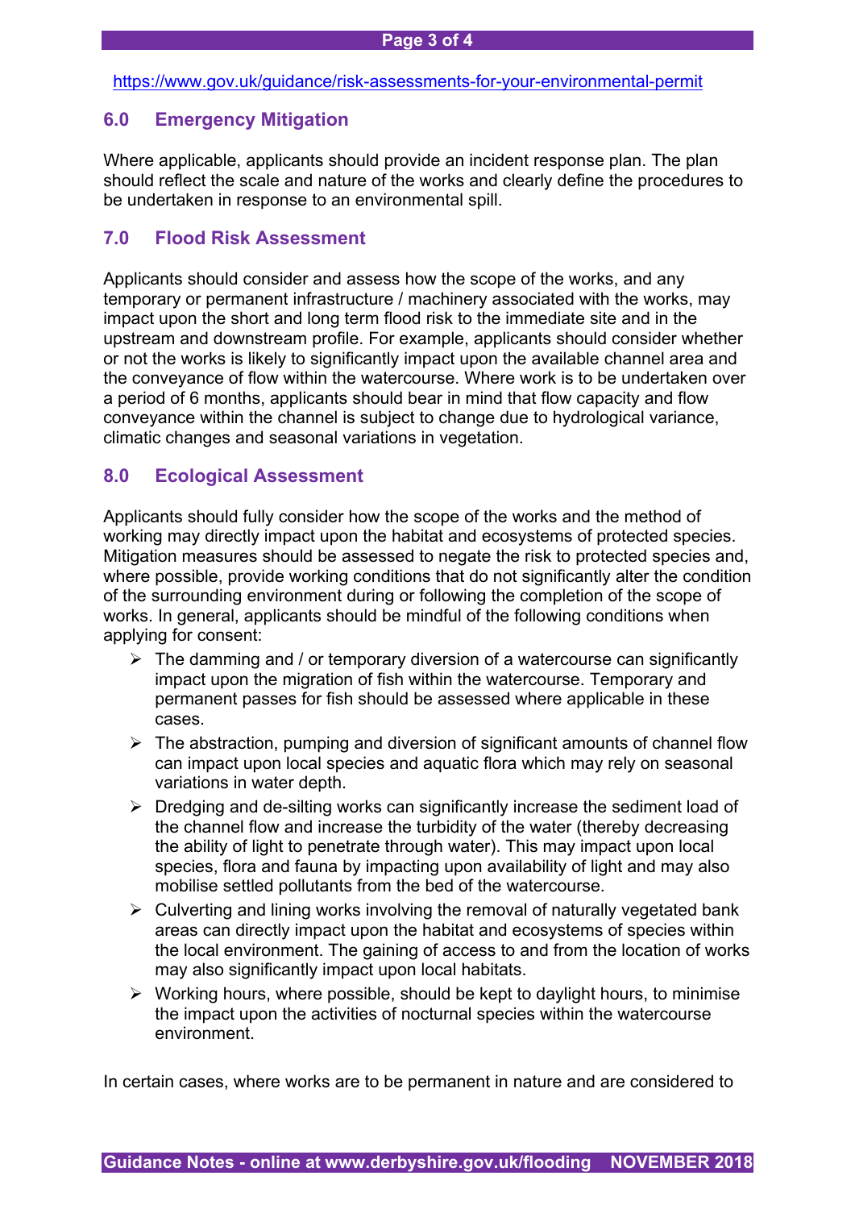https://www.gov.uk/guidance/risk-assessments-for-your-environmental-permit

## 6.0 Emergency Mitigation

Where applicable, applicants should provide an incident response plan. The plan should reflect the scale and nature of the works and clearly define the procedures to be undertaken in response to an environmental spill.

## 7.0 Flood Risk Assessment

Applicants should consider and assess how the scope of the works, and any temporary or permanent infrastructure / machinery associated with the works, may impact upon the short and long term flood risk to the immediate site and in the upstream and downstream profile. For example, applicants should consider whether or not the works is likely to significantly impact upon the available channel area and the conveyance of flow within the watercourse. Where work is to be undertaken over a period of 6 months, applicants should bear in mind that flow capacity and flow conveyance within the channel is subject to change due to hydrological variance, climatic changes and seasonal variations in vegetation.

## 8.0 Ecological Assessment

Applicants should fully consider how the scope of the works and the method of working may directly impact upon the habitat and ecosystems of protected species. Mitigation measures should be assessed to negate the risk to protected species and, where possible, provide working conditions that do not significantly alter the condition of the surrounding environment during or following the completion of the scope of works. In general, applicants should be mindful of the following conditions when applying for consent:

- The damming and / or temporary diversion of a watercourse can significantly impact upon the migration of fish within the watercourse. Temporary and permanent passes for fish should be assessed where applicable in these cases.
- The abstraction, pumping and diversion of significant amounts of channel flow can impact upon local species and aquatic flora which may rely on seasonal variations in water depth.
- Dredging and de-silting works can significantly increase the sediment load of the channel flow and increase the turbidity of the water (thereby decreasing the ability of light to penetrate through water). This may impact upon local species, flora and fauna by impacting upon availability of light and may also mobilise settled pollutants from the bed of the watercourse.
- Culverting and lining works involving the removal of naturally vegetated bank areas can directly impact upon the habitat and ecosystems of species within the local environment. The gaining of access to and from the location of works may also significantly impact upon local habitats.
- Working hours, where possible, should be kept to daylight hours, to minimise the impact upon the activities of nocturnal species within the watercourse environment.

In certain cases, where works are to be permanent in nature and are considered to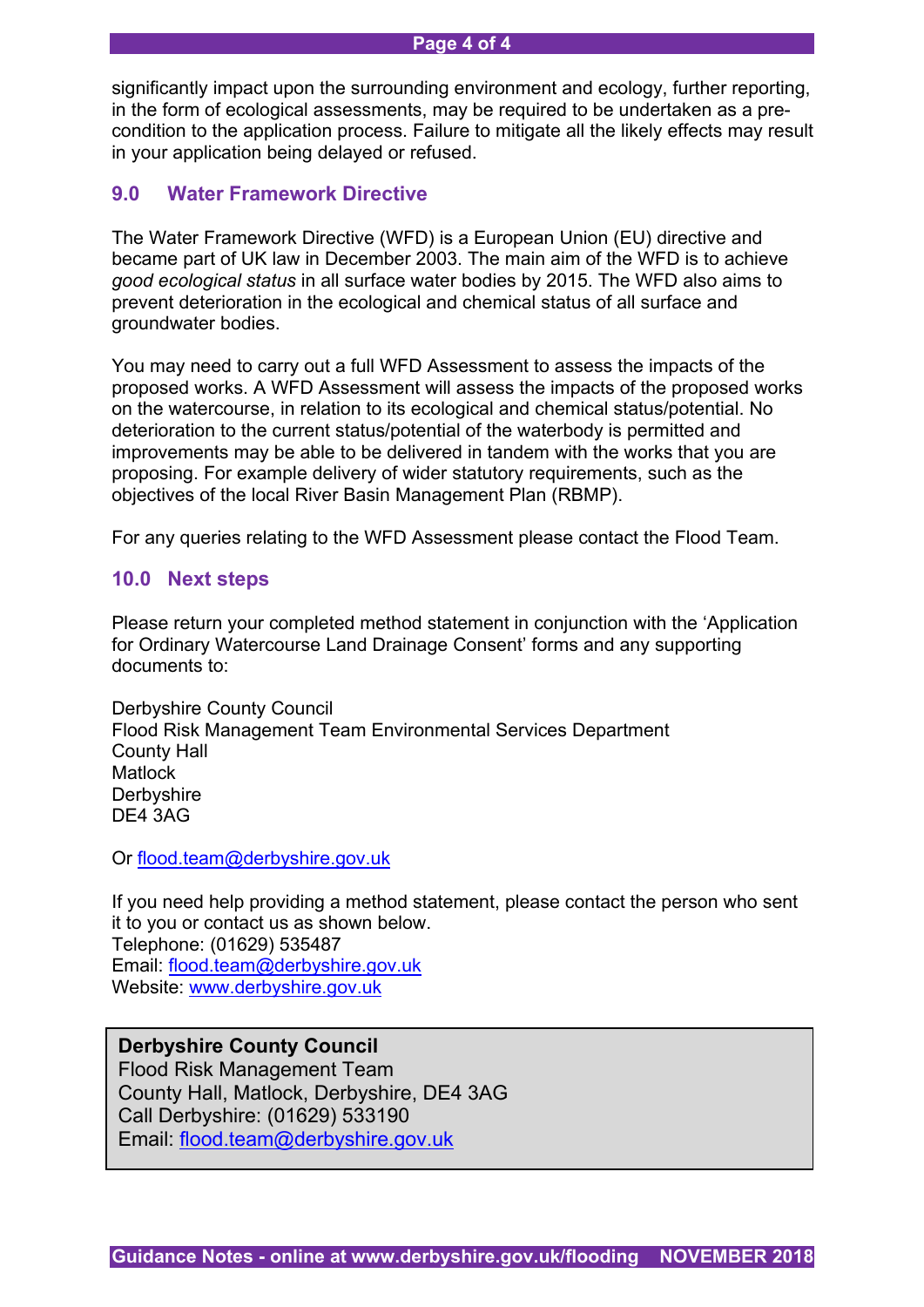significantly impact upon the surrounding environment and ecology, further reporting, in the form of ecological assessments, may be required to be undertaken as a pre-condition to the application process. Failure to mitigate all the likely effects may result in your application being delayed or refused.

## 9.0 Water Framework Directive

The Water Framework Directive (WFD) is a European Union (EU) directive and became part of UK law in December 2003. The main aim of the WFD is to achieve *good ecological status* in all surface water bodies by 2015. The WFD also aims to prevent deterioration in the ecological and chemical status of all surface and groundwater bodies.

You may need to carry out a full WFD Assessment to assess the impacts of the proposed works. A WFD Assessment will assess the impacts of the proposed works on the watercourse, in relation to its ecological and chemical status/potential. No deterioration to the current status/potential of the waterbody is permitted and improvements may be able to be delivered in tandem with the works that you are proposing. For example delivery of wider statutory requirements, such as the objectives of the local River Basin Management Plan (RBMP).

For any queries relating to the WFD Assessment please contact the Flood Team.

## 10.0 Next steps

Please return your completed method statement in conjunction with the 'Application for Ordinary Watercourse Land Drainage Consent' forms and any supporting documents to:

Derbyshire County Council
Flood Risk Management Team Environmental Services Department
County Hall
Matlock
Derbyshire
DE4 3AG

Or flood.team@derbyshire.gov.uk

If you need help providing a method statement, please contact the person who sent it to you or contact us as shown below.
Telephone: (01629) 535487
Email: flood.team@derbyshire.gov.uk
Website: www.derbyshire.gov.uk

**Derbyshire County Council**
Flood Risk Management Team
County Hall, Matlock, Derbyshire, DE4 3AG
Call Derbyshire: (01629) 533190
Email: flood.team@derbyshire.gov.uk